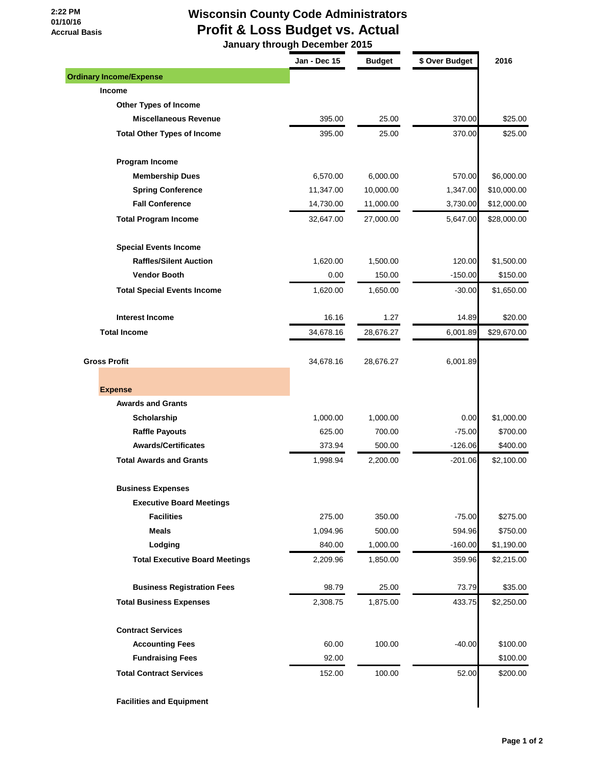2:22 PM
01/10/16
Accrual Basis

# Wisconsin County Code Administrators
## Profit & Loss Budget vs. Actual
### January through December 2015

| | Jan - Dec 15 | Budget | $ Over Budget | 2016 |
|---|---|---|---|---|
| **Ordinary Income/Expense** | | | | |
| **Income** | | | | |
| **Other Types of Income** | | | | |
| **Miscellaneous Revenue** | 395.00 | 25.00 | 370.00 | $25.00 |
| **Total Other Types of Income** | 395.00 | 25.00 | 370.00 | $25.00 |
| **Program Income** | | | | |
| **Membership Dues** | 6,570.00 | 6,000.00 | 570.00 | $6,000.00 |
| **Spring Conference** | 11,347.00 | 10,000.00 | 1,347.00 | $10,000.00 |
| **Fall Conference** | 14,730.00 | 11,000.00 | 3,730.00 | $12,000.00 |
| **Total Program Income** | 32,647.00 | 27,000.00 | 5,647.00 | $28,000.00 |
| **Special Events Income** | | | | |
| **Raffles/Silent Auction** | 1,620.00 | 1,500.00 | 120.00 | $1,500.00 |
| **Vendor Booth** | 0.00 | 150.00 | -150.00 | $150.00 |
| **Total Special Events Income** | 1,620.00 | 1,650.00 | -30.00 | $1,650.00 |
| **Interest Income** | 16.16 | 1.27 | 14.89 | $20.00 |
| **Total Income** | 34,678.16 | 28,676.27 | 6,001.89 | $29,670.00 |
| **Gross Profit** | 34,678.16 | 28,676.27 | 6,001.89 | |
| **Expense** | | | | |
| **Awards and Grants** | | | | |
| **Scholarship** | 1,000.00 | 1,000.00 | 0.00 | $1,000.00 |
| **Raffle Payouts** | 625.00 | 700.00 | -75.00 | $700.00 |
| **Awards/Certificates** | 373.94 | 500.00 | -126.06 | $400.00 |
| **Total Awards and Grants** | 1,998.94 | 2,200.00 | -201.06 | $2,100.00 |
| **Business Expenses** | | | | |
| **Executive Board Meetings** | | | | |
| **Facilities** | 275.00 | 350.00 | -75.00 | $275.00 |
| **Meals** | 1,094.96 | 500.00 | 594.96 | $750.00 |
| **Lodging** | 840.00 | 1,000.00 | -160.00 | $1,190.00 |
| **Total Executive Board Meetings** | 2,209.96 | 1,850.00 | 359.96 | $2,215.00 |
| **Business Registration Fees** | 98.79 | 25.00 | 73.79 | $35.00 |
| **Total Business Expenses** | 2,308.75 | 1,875.00 | 433.75 | $2,250.00 |
| **Contract Services** | | | | |
| **Accounting Fees** | 60.00 | 100.00 | -40.00 | $100.00 |
| **Fundraising Fees** | 92.00 | | | $100.00 |
| **Total Contract Services** | 152.00 | 100.00 | 52.00 | $200.00 |
| **Facilities and Equipment** | | | | |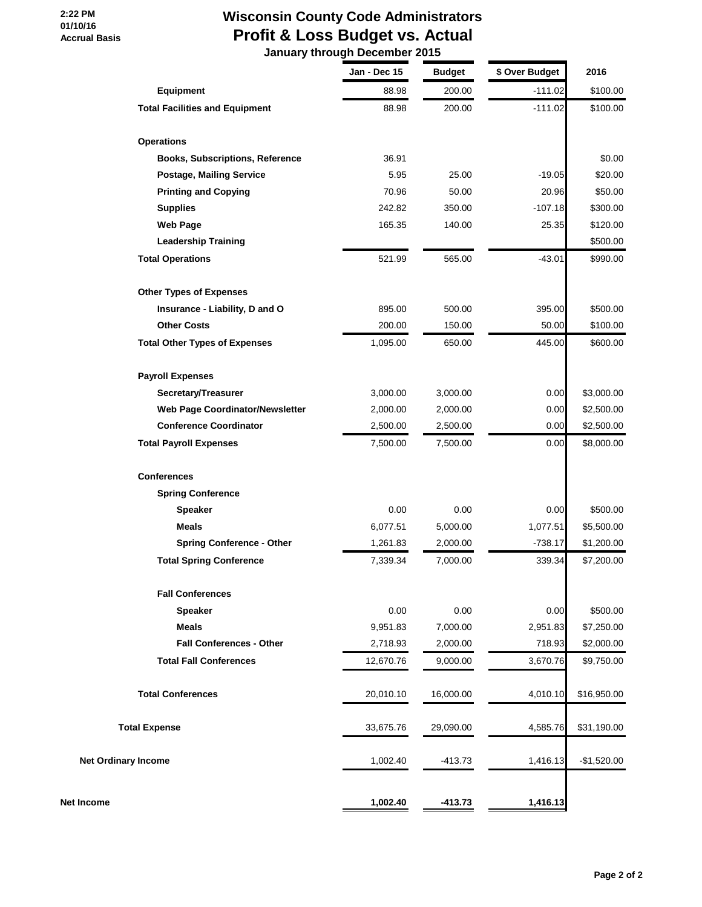2:22 PM
01/10/16
Accrual Basis

# Wisconsin County Code Administrators
## Profit & Loss Budget vs. Actual
### January through December 2015

| | Jan - Dec 15 | Budget | $ Over Budget | 2016 |
|---|---|---|---|---|
| **Equipment** | 88.98 | 200.00 | -111.02 | $100.00 |
| **Total Facilities and Equipment** | 88.98 | 200.00 | -111.02 | $100.00 |
| **Operations** | | | | |
| **Books, Subscriptions, Reference** | 36.91 | | | $0.00 |
| **Postage, Mailing Service** | 5.95 | 25.00 | -19.05 | $20.00 |
| **Printing and Copying** | 70.96 | 50.00 | 20.96 | $50.00 |
| **Supplies** | 242.82 | 350.00 | -107.18 | $300.00 |
| **Web Page** | 165.35 | 140.00 | 25.35 | $120.00 |
| **Leadership Training** | | | | $500.00 |
| **Total Operations** | 521.99 | 565.00 | -43.01 | $990.00 |
| **Other Types of Expenses** | | | | |
| **Insurance - Liability, D and O** | 895.00 | 500.00 | 395.00 | $500.00 |
| **Other Costs** | 200.00 | 150.00 | 50.00 | $100.00 |
| **Total Other Types of Expenses** | 1,095.00 | 650.00 | 445.00 | $600.00 |
| **Payroll Expenses** | | | | |
| **Secretary/Treasurer** | 3,000.00 | 3,000.00 | 0.00 | $3,000.00 |
| **Web Page Coordinator/Newsletter** | 2,000.00 | 2,000.00 | 0.00 | $2,500.00 |
| **Conference Coordinator** | 2,500.00 | 2,500.00 | 0.00 | $2,500.00 |
| **Total Payroll Expenses** | 7,500.00 | 7,500.00 | 0.00 | $8,000.00 |
| **Conferences** | | | | |
| **Spring Conference** | | | | |
| **Speaker** | 0.00 | 0.00 | 0.00 | $500.00 |
| **Meals** | 6,077.51 | 5,000.00 | 1,077.51 | $5,500.00 |
| **Spring Conference - Other** | 1,261.83 | 2,000.00 | -738.17 | $1,200.00 |
| **Total Spring Conference** | 7,339.34 | 7,000.00 | 339.34 | $7,200.00 |
| **Fall Conferences** | | | | |
| **Speaker** | 0.00 | 0.00 | 0.00 | $500.00 |
| **Meals** | 9,951.83 | 7,000.00 | 2,951.83 | $7,250.00 |
| **Fall Conferences - Other** | 2,718.93 | 2,000.00 | 718.93 | $2,000.00 |
| **Total Fall Conferences** | 12,670.76 | 9,000.00 | 3,670.76 | $9,750.00 |
| **Total Conferences** | 20,010.10 | 16,000.00 | 4,010.10 | $16,950.00 |
| **Total Expense** | 33,675.76 | 29,090.00 | 4,585.76 | $31,190.00 |
| **Net Ordinary Income** | 1,002.40 | -413.73 | 1,416.13 | -$1,520.00 |
| **Net Income** | **1,002.40** | **-413.73** | **1,416.13** | |